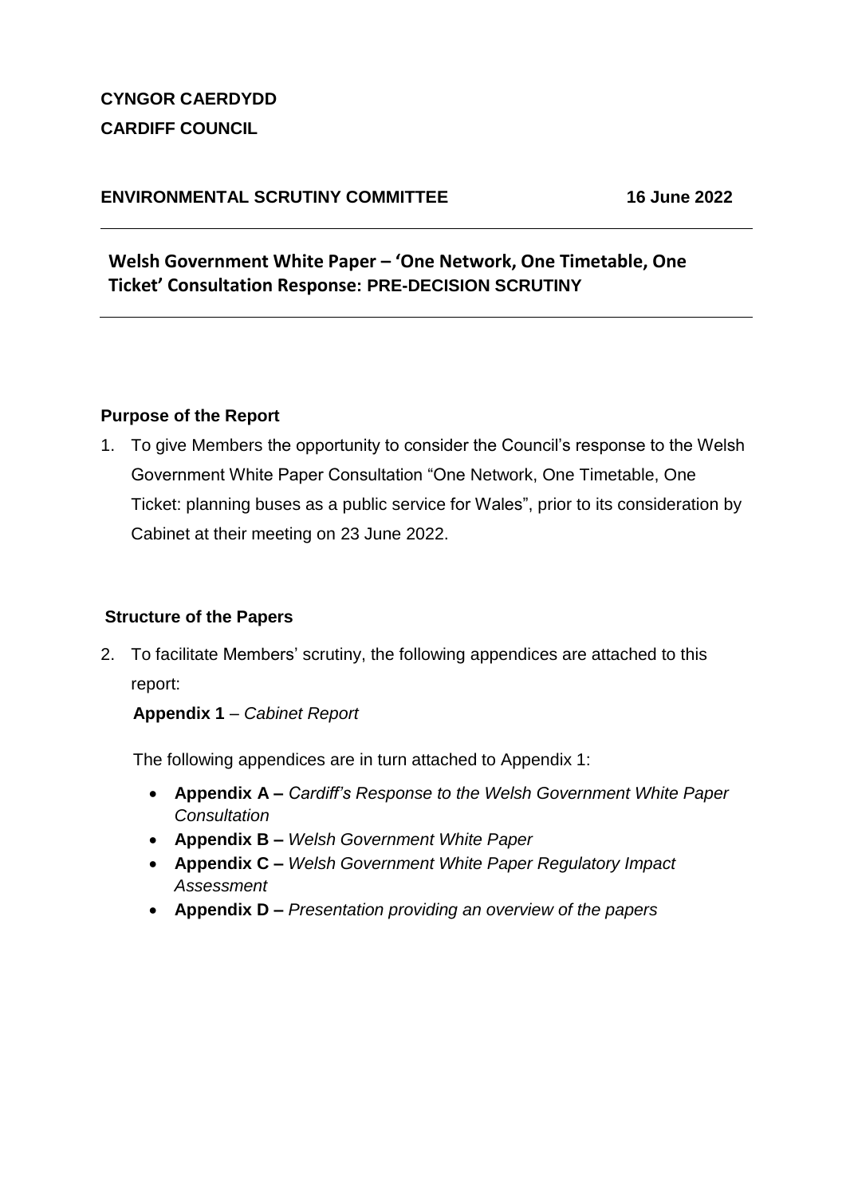**CYNGOR CAERDYDD**
**CARDIFF COUNCIL**

**ENVIRONMENTAL SCRUTINY COMMITTEE** **16 June 2022**

---

## Welsh Government White Paper – 'One Network, One Timetable, One Ticket' Consultation Response: PRE-DECISION SCRUTINY

---

### Purpose of the Report

1. To give Members the opportunity to consider the Council's response to the Welsh Government White Paper Consultation "One Network, One Timetable, One Ticket: planning buses as a public service for Wales", prior to its consideration by Cabinet at their meeting on 23 June 2022.

### Structure of the Papers

2. To facilitate Members' scrutiny, the following appendices are attached to this report:

   **Appendix 1** – *Cabinet Report*

   The following appendices are in turn attached to Appendix 1:

   - **Appendix A –** *Cardiff's Response to the Welsh Government White Paper Consultation*
   - **Appendix B –** *Welsh Government White Paper*
   - **Appendix C –** *Welsh Government White Paper Regulatory Impact Assessment*
   - **Appendix D –** *Presentation providing an overview of the papers*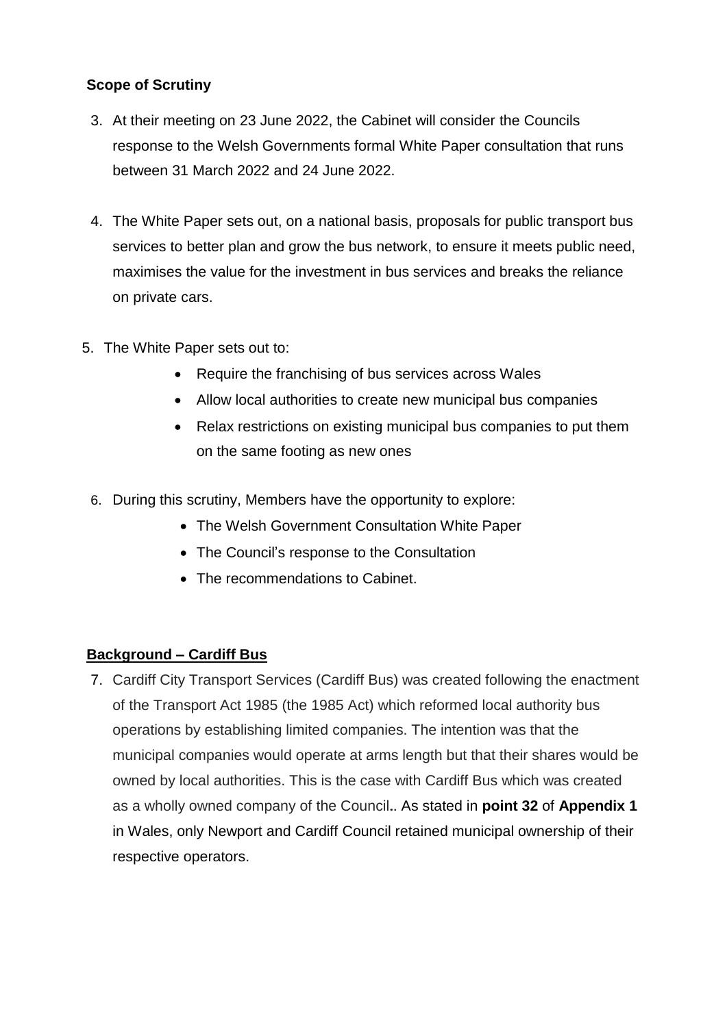**Scope of Scrutiny**

3. At their meeting on 23 June 2022, the Cabinet will consider the Councils response to the Welsh Governments formal White Paper consultation that runs between 31 March 2022 and 24 June 2022.

4. The White Paper sets out, on a national basis, proposals for public transport bus services to better plan and grow the bus network, to ensure it meets public need, maximises the value for the investment in bus services and breaks the reliance on private cars.

5. The White Paper sets out to:
   - Require the franchising of bus services across Wales
   - Allow local authorities to create new municipal bus companies
   - Relax restrictions on existing municipal bus companies to put them on the same footing as new ones

6. During this scrutiny, Members have the opportunity to explore:
   - The Welsh Government Consultation White Paper
   - The Council's response to the Consultation
   - The recommendations to Cabinet.

**Background – Cardiff Bus**

7. Cardiff City Transport Services (Cardiff Bus) was created following the enactment of the Transport Act 1985 (the 1985 Act) which reformed local authority bus operations by establishing limited companies. The intention was that the municipal companies would operate at arms length but that their shares would be owned by local authorities. This is the case with Cardiff Bus which was created as a wholly owned company of the Council**.** As stated in **point 32** of **Appendix 1** in Wales, only Newport and Cardiff Council retained municipal ownership of their respective operators.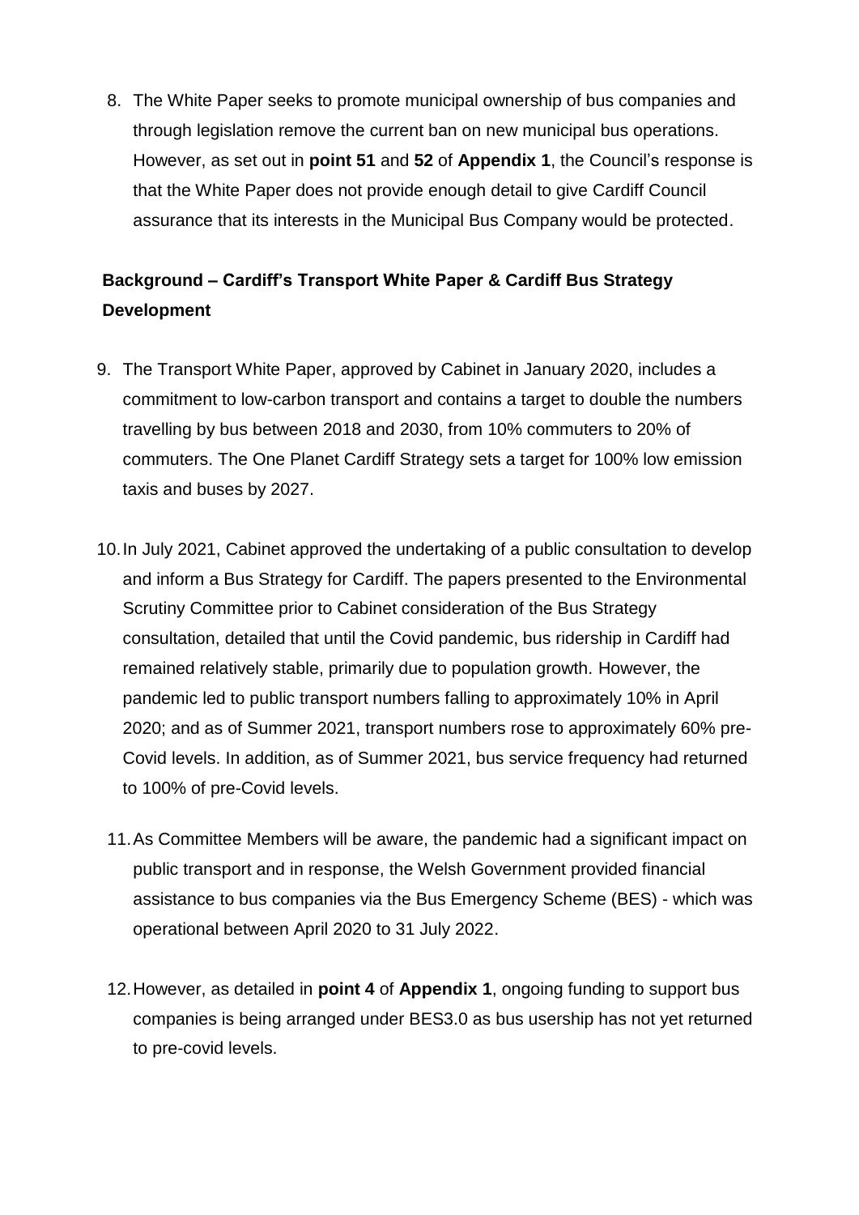8. The White Paper seeks to promote municipal ownership of bus companies and through legislation remove the current ban on new municipal bus operations. However, as set out in **point 51** and **52** of **Appendix 1**, the Council's response is that the White Paper does not provide enough detail to give Cardiff Council assurance that its interests in the Municipal Bus Company would be protected.

**Background – Cardiff's Transport White Paper & Cardiff Bus Strategy Development**

9. The Transport White Paper, approved by Cabinet in January 2020, includes a commitment to low-carbon transport and contains a target to double the numbers travelling by bus between 2018 and 2030, from 10% commuters to 20% of commuters. The One Planet Cardiff Strategy sets a target for 100% low emission taxis and buses by 2027.

10. In July 2021, Cabinet approved the undertaking of a public consultation to develop and inform a Bus Strategy for Cardiff. The papers presented to the Environmental Scrutiny Committee prior to Cabinet consideration of the Bus Strategy consultation, detailed that until the Covid pandemic, bus ridership in Cardiff had remained relatively stable, primarily due to population growth. However, the pandemic led to public transport numbers falling to approximately 10% in April 2020; and as of Summer 2021, transport numbers rose to approximately 60% pre-Covid levels. In addition, as of Summer 2021, bus service frequency had returned to 100% of pre-Covid levels.

11. As Committee Members will be aware, the pandemic had a significant impact on public transport and in response, the Welsh Government provided financial assistance to bus companies via the Bus Emergency Scheme (BES) - which was operational between April 2020 to 31 July 2022.

12. However, as detailed in **point 4** of **Appendix 1**, ongoing funding to support bus companies is being arranged under BES3.0 as bus usership has not yet returned to pre-covid levels.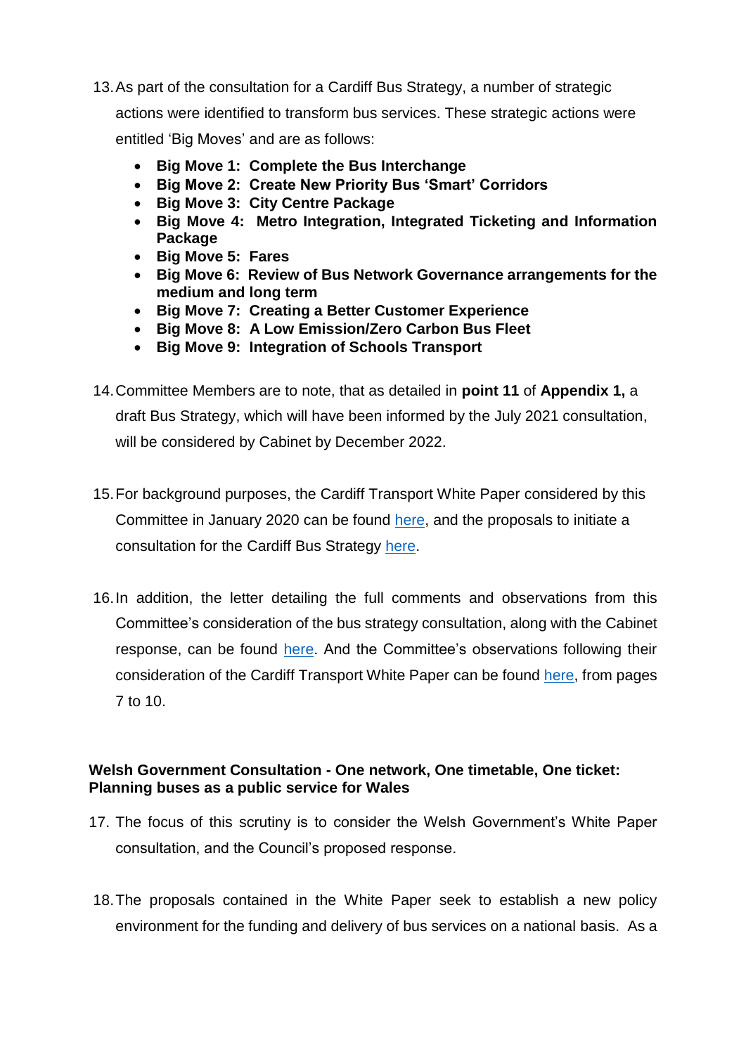13. As part of the consultation for a Cardiff Bus Strategy, a number of strategic actions were identified to transform bus services. These strategic actions were entitled 'Big Moves' and are as follows:

    - **Big Move 1: Complete the Bus Interchange**
    - **Big Move 2: Create New Priority Bus 'Smart' Corridors**
    - **Big Move 3: City Centre Package**
    - **Big Move 4: Metro Integration, Integrated Ticketing and Information Package**
    - **Big Move 5: Fares**
    - **Big Move 6: Review of Bus Network Governance arrangements for the medium and long term**
    - **Big Move 7: Creating a Better Customer Experience**
    - **Big Move 8: A Low Emission/Zero Carbon Bus Fleet**
    - **Big Move 9: Integration of Schools Transport**

14. Committee Members are to note, that as detailed in **point 11** of **Appendix 1,** a draft Bus Strategy, which will have been informed by the July 2021 consultation, will be considered by Cabinet by December 2022.

15. For background purposes, the Cardiff Transport White Paper considered by this Committee in January 2020 can be found here, and the proposals to initiate a consultation for the Cardiff Bus Strategy here.

16. In addition, the letter detailing the full comments and observations from this Committee's consideration of the bus strategy consultation, along with the Cabinet response, can be found here. And the Committee's observations following their consideration of the Cardiff Transport White Paper can be found here, from pages 7 to 10.

**Welsh Government Consultation - One network, One timetable, One ticket: Planning buses as a public service for Wales**

17. The focus of this scrutiny is to consider the Welsh Government's White Paper consultation, and the Council's proposed response.

18. The proposals contained in the White Paper seek to establish a new policy environment for the funding and delivery of bus services on a national basis. As a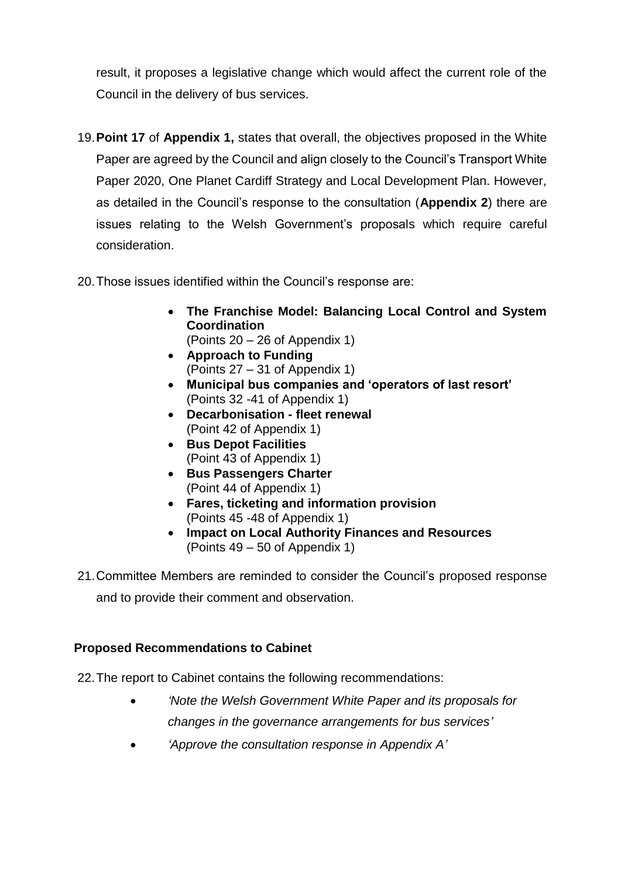result, it proposes a legislative change which would affect the current role of the Council in the delivery of bus services.

19. **Point 17** of **Appendix 1,** states that overall, the objectives proposed in the White Paper are agreed by the Council and align closely to the Council's Transport White Paper 2020, One Planet Cardiff Strategy and Local Development Plan. However, as detailed in the Council's response to the consultation (**Appendix 2**) there are issues relating to the Welsh Government's proposals which require careful consideration.

20. Those issues identified within the Council's response are:

    - **The Franchise Model: Balancing Local Control and System Coordination**
      (Points 20 – 26 of Appendix 1)
    - **Approach to Funding**
      (Points 27 – 31 of Appendix 1)
    - **Municipal bus companies and 'operators of last resort'**
      (Points 32 -41 of Appendix 1)
    - **Decarbonisation - fleet renewal**
      (Point 42 of Appendix 1)
    - **Bus Depot Facilities**
      (Point 43 of Appendix 1)
    - **Bus Passengers Charter**
      (Point 44 of Appendix 1)
    - **Fares, ticketing and information provision**
      (Points 45 -48 of Appendix 1)
    - **Impact on Local Authority Finances and Resources**
      (Points 49 – 50 of Appendix 1)

21. Committee Members are reminded to consider the Council's proposed response and to provide their comment and observation.

### Proposed Recommendations to Cabinet

22. The report to Cabinet contains the following recommendations:

    - *'Note the Welsh Government White Paper and its proposals for changes in the governance arrangements for bus services'*
    - *'Approve the consultation response in Appendix A'*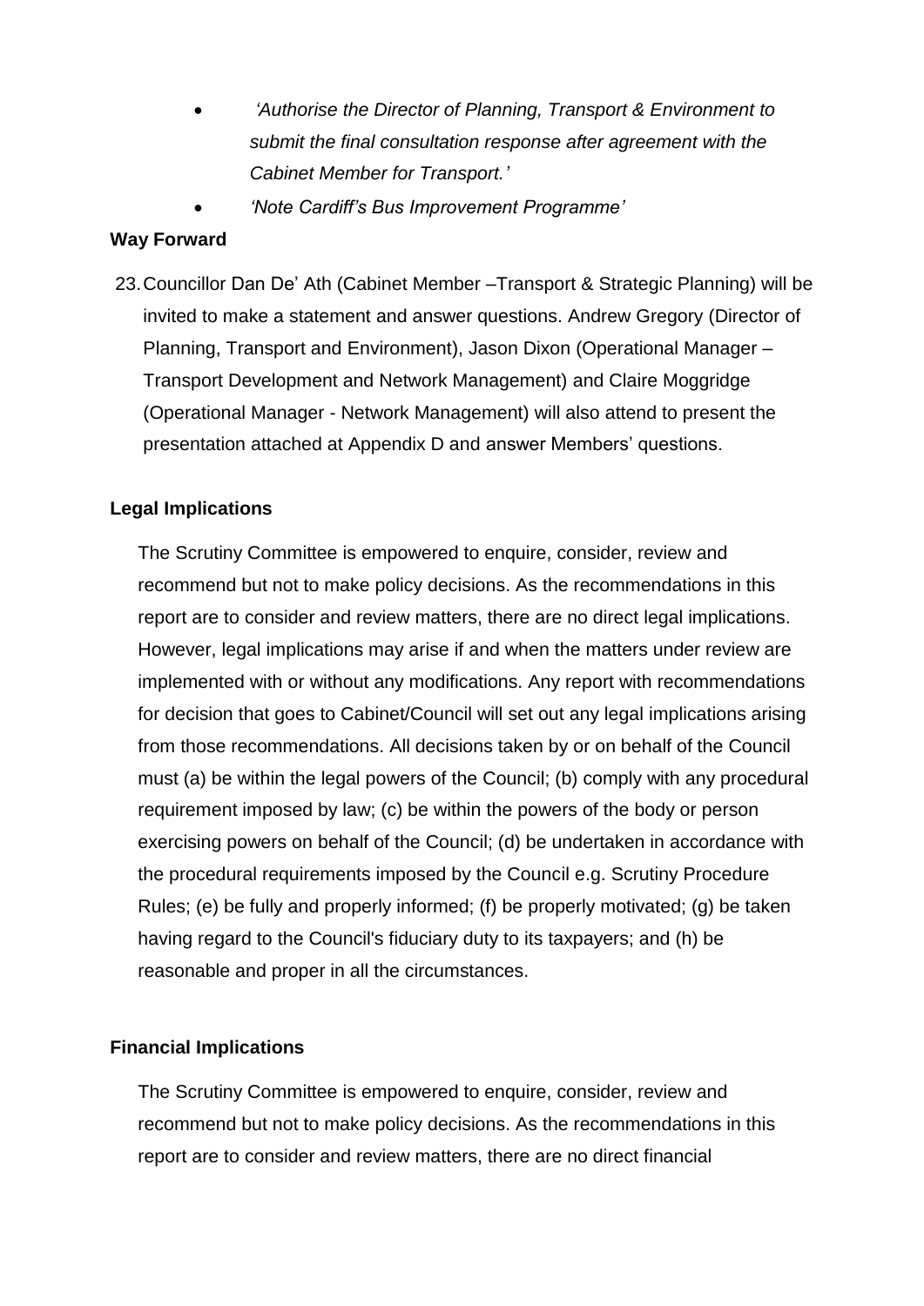- *'Authorise the Director of Planning, Transport & Environment to submit the final consultation response after agreement with the Cabinet Member for Transport.'*
- *'Note Cardiff's Bus Improvement Programme'*

**Way Forward**

23. Councillor Dan De' Ath (Cabinet Member –Transport & Strategic Planning) will be invited to make a statement and answer questions. Andrew Gregory (Director of Planning, Transport and Environment), Jason Dixon (Operational Manager – Transport Development and Network Management) and Claire Moggridge (Operational Manager - Network Management) will also attend to present the presentation attached at Appendix D and answer Members' questions.

**Legal Implications**

The Scrutiny Committee is empowered to enquire, consider, review and recommend but not to make policy decisions. As the recommendations in this report are to consider and review matters, there are no direct legal implications. However, legal implications may arise if and when the matters under review are implemented with or without any modifications. Any report with recommendations for decision that goes to Cabinet/Council will set out any legal implications arising from those recommendations. All decisions taken by or on behalf of the Council must (a) be within the legal powers of the Council; (b) comply with any procedural requirement imposed by law; (c) be within the powers of the body or person exercising powers on behalf of the Council; (d) be undertaken in accordance with the procedural requirements imposed by the Council e.g. Scrutiny Procedure Rules; (e) be fully and properly informed; (f) be properly motivated; (g) be taken having regard to the Council's fiduciary duty to its taxpayers; and (h) be reasonable and proper in all the circumstances.

**Financial Implications**

The Scrutiny Committee is empowered to enquire, consider, review and recommend but not to make policy decisions. As the recommendations in this report are to consider and review matters, there are no direct financial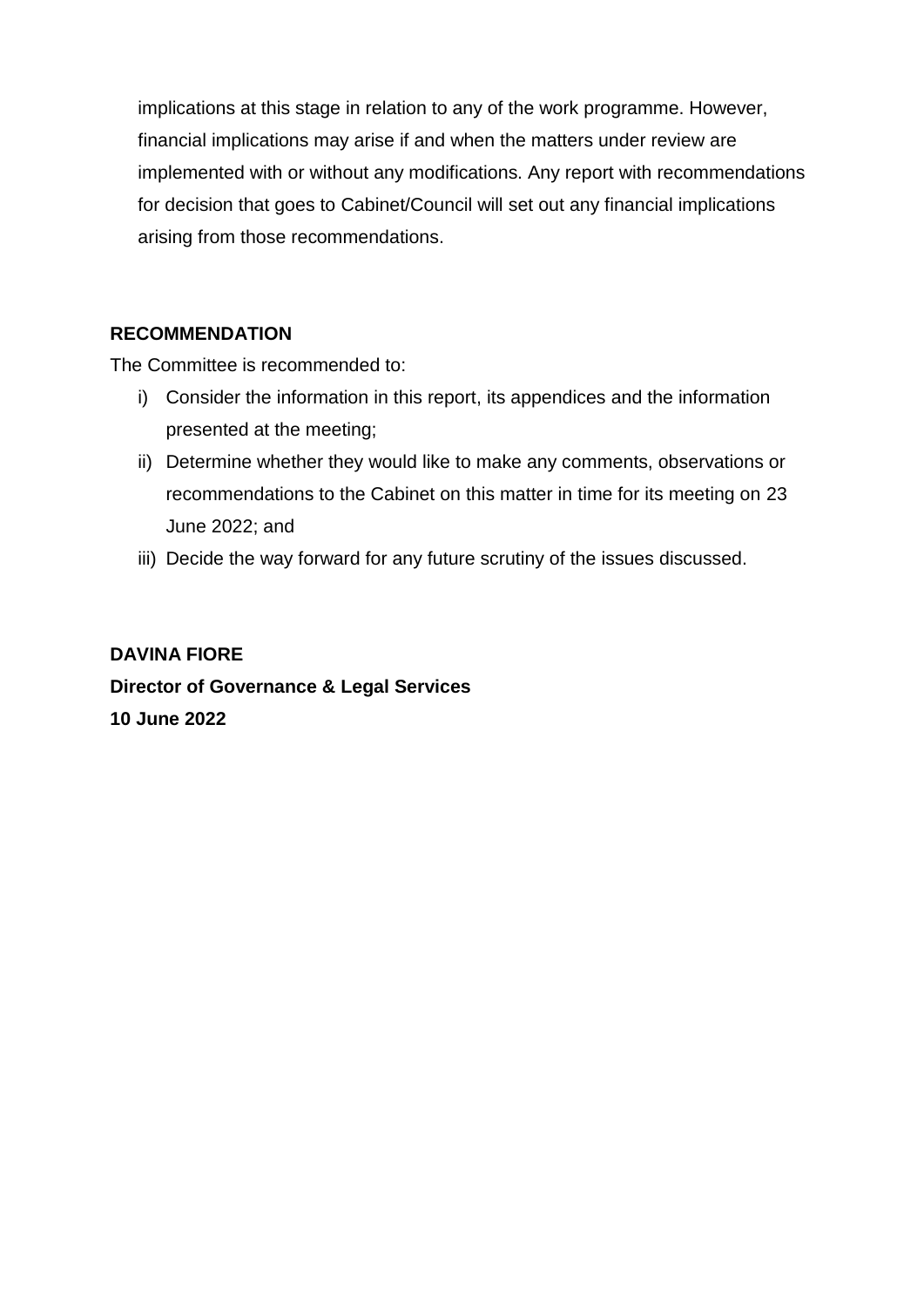implications at this stage in relation to any of the work programme. However, financial implications may arise if and when the matters under review are implemented with or without any modifications. Any report with recommendations for decision that goes to Cabinet/Council will set out any financial implications arising from those recommendations.

**RECOMMENDATION**

The Committee is recommended to:

i) Consider the information in this report, its appendices and the information presented at the meeting;

ii) Determine whether they would like to make any comments, observations or recommendations to the Cabinet on this matter in time for its meeting on 23 June 2022; and

iii) Decide the way forward for any future scrutiny of the issues discussed.

**DAVINA FIORE**
**Director of Governance & Legal Services**
**10 June 2022**